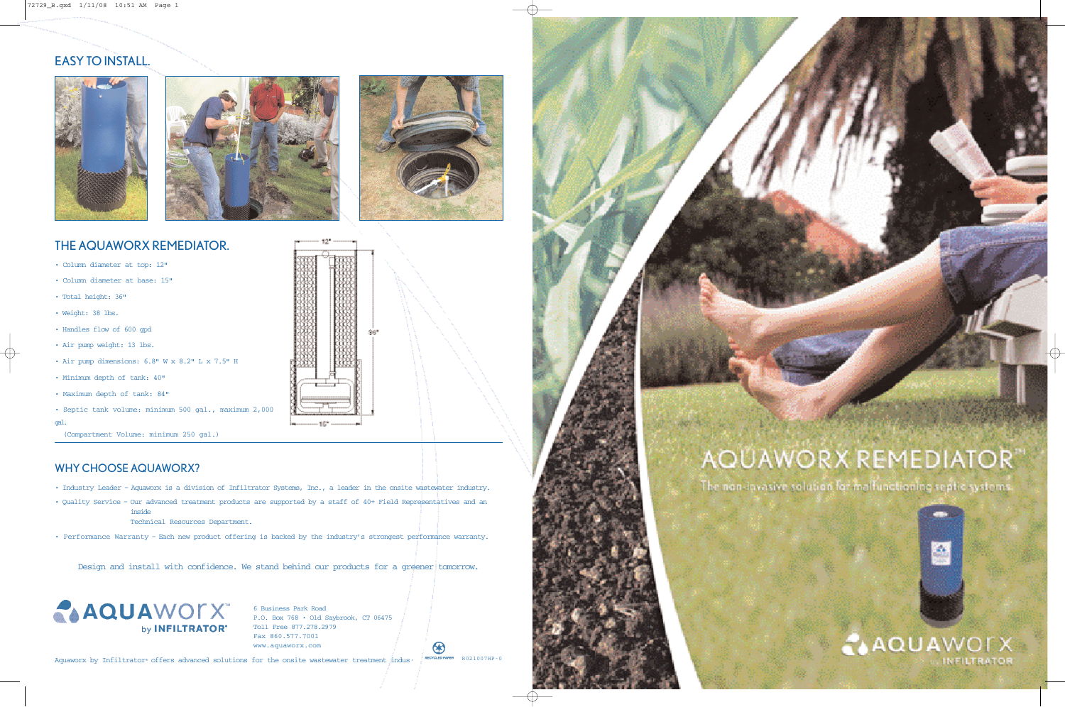## EASY TO INSTALL.

## THE AQUAWORX REMEDIATOR.

- Column diameter at top: 12"
- Column diameter at base: 15"
- Total height: 36"
- Weight: 38 lbs.
- Handles flow of 600 gpd
- Air pump weight: 13 lbs.
- Air pump dimensions: 6.8" W x 8.2" L x 7.5" H
- Minimum depth of tank: 40"
- Maximum depth of tank: 84"
- Septic tank volume: minimum 500 gal., maximum 2,000 gal.
  (Compartment Volume: minimum 250 gal.)

12"

36"

15"

## WHY CHOOSE AQUAWORX?

- Industry Leader – Aquaworx is a division of Infiltrator Systems, Inc., a leader in the onsite wastewater industry.
- Quality Service – Our advanced treatment products are supported by a staff of 40+ Field Representatives and an inside Technical Resources Department.
- Performance Warranty – Each new product offering is backed by the industry's strongest performance warranty.

Design and install with confidence. We stand behind our products for a greener tomorrow.

AQUAWORX by INFILTRATOR®

6 Business Park Road
P.O. Box 768 • Old Saybrook, CT 06475
Toll Free 877.278.2979
Fax 860.577.7001
www.aquaworx.com

Aquaworx by Infiltrator offers advanced solutions for the onsite wastewater treatment indus-

RECYCLED PAPER

R021007HP-0

# AQUAWORX REMEDIATOR™

The non-invasive solution for malfunctioning septic systems.

AQUAWORX by INFILTRATOR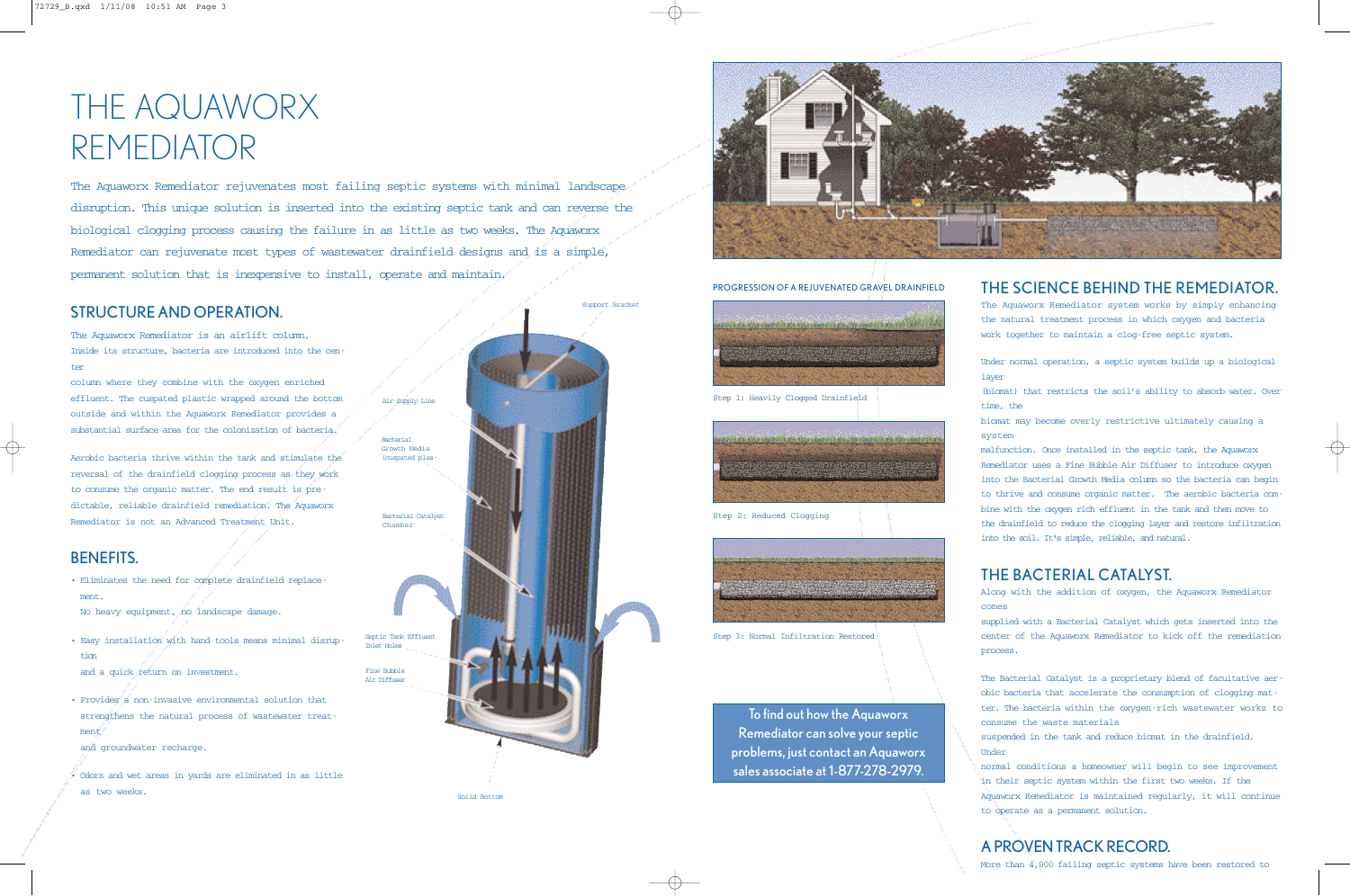# THE AQUAWORX REMEDIATOR

The Aquaworx Remediator rejuvenates most failing septic systems with minimal landscape disruption. This unique solution is inserted into the existing septic tank and can reverse the biological clogging process causing the failure in as little as two weeks. The Aquaworx Remediator can rejuvenate most types of wastewater drainfield designs and is a simple, permanent solution that is inexpensive to install, operate and maintain.

## STRUCTURE AND OPERATION.

The Aquaworx Remediator is an airlift column. Inside its structure, bacteria are introduced into the center column where they combine with the oxygen enriched effluent. The cuspated plastic wrapped around the bottom outside and within the Aquaworx Remediator provides a substantial surface area for the colonization of bacteria.

Aerobic bacteria thrive within the tank and stimulate the reversal of the drainfield clogging process as they work to consume the organic matter. The end result is predictable, reliable drainfield remediation. The Aquaworx Remediator is not an Advanced Treatment Unit.

## BENEFITS.

- Eliminates the need for complete drainfield replacement. No heavy equipment, no landscape damage.
- Easy installation with hand tools means minimal disruption and a quick return on investment.
- Provides a non-invasive environmental solution that strengthens the natural process of wastewater treatment and groundwater recharge.
- Odors and wet areas in yards are eliminated in as little as two weeks.

Support Bracket

Air Supply Line

Bacterial Growth Media (cuspated plas-

Bacterial Catalyst Chamber

Septic Tank Effluent Inlet Holes

Fine Bubble Air Diffuser

Solid Bottom

PROGRESSION OF A REJUVENATED GRAVEL DRAINFIELD

Step 1: Heavily Clogged Drainfield

Step 2: Reduced Clogging

Step 3: Normal Infiltration Restored

To find out how the Aquaworx Remediator can solve your septic problems, just contact an Aquaworx sales associate at 1-877-278-2979.

## THE SCIENCE BEHIND THE REMEDIATOR.

The Aquaworx Remediator system works by simply enhancing the natural treatment process in which oxygen and bacteria work together to maintain a clog-free septic system.

Under normal operation, a septic system builds up a biological layer (biomat) that restricts the soil's ability to absorb water. Over time, the biomat may become overly restrictive ultimately causing a system malfunction. Once installed in the septic tank, the Aquaworx Remediator uses a Fine Bubble Air Diffuser to introduce oxygen into the Bacterial Growth Media column so the bacteria can begin to thrive and consume organic matter. The aerobic bacteria combine with the oxygen rich effluent in the tank and then move to the drainfield to reduce the clogging layer and restore infiltration into the soil. It's simple, reliable, and natural.

## THE BACTERIAL CATALYST.

Along with the addition of oxygen, the Aquaworx Remediator comes supplied with a Bacterial Catalyst which gets inserted into the center of the Aquaworx Remediator to kick off the remediation process.

The Bacterial Catalyst is a proprietary blend of facultative aerobic bacteria that accelerate the consumption of clogging matter. The bacteria within the oxygen-rich wastewater works to consume the waste materials suspended in the tank and reduce biomat in the drainfield. Under normal conditions a homeowner will begin to see improvement in their septic system within the first two weeks. If the Aquaworx Remediator is maintained regularly, it will continue to operate as a permanent solution.

## A PROVEN TRACK RECORD.

More than 4,000 failing septic systems have been restored to